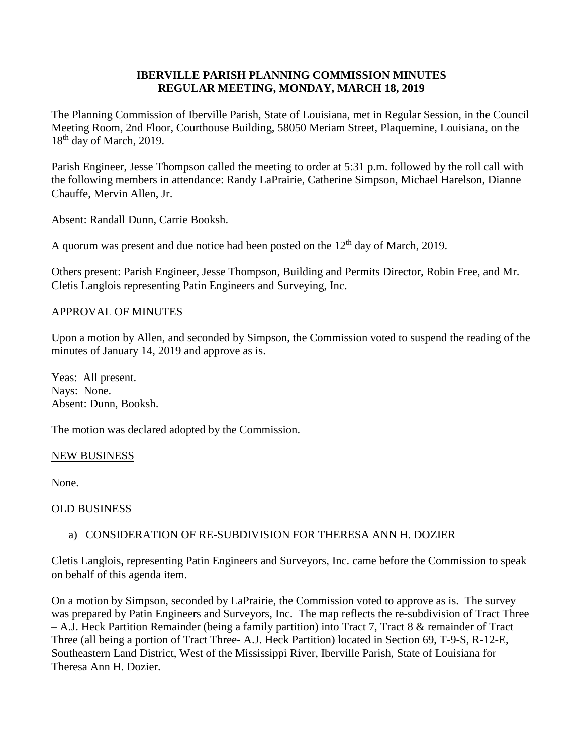# IBERVILLE PARISH PLANNING COMMISSION MINUTES
## REGULAR MEETING, MONDAY, MARCH 18, 2019

The Planning Commission of Iberville Parish, State of Louisiana, met in Regular Session, in the Council Meeting Room, 2nd Floor, Courthouse Building, 58050 Meriam Street, Plaquemine, Louisiana, on the 18th day of March, 2019.

Parish Engineer, Jesse Thompson called the meeting to order at 5:31 p.m. followed by the roll call with the following members in attendance: Randy LaPrairie, Catherine Simpson, Michael Harelson, Dianne Chauffe, Mervin Allen, Jr.

Absent: Randall Dunn, Carrie Booksh.

A quorum was present and due notice had been posted on the 12th day of March, 2019.

Others present: Parish Engineer, Jesse Thompson, Building and Permits Director, Robin Free, and Mr. Cletis Langlois representing Patin Engineers and Surveying, Inc.

APPROVAL OF MINUTES

Upon a motion by Allen, and seconded by Simpson, the Commission voted to suspend the reading of the minutes of January 14, 2019 and approve as is.

Yeas: All present.
Nays: None.
Absent: Dunn, Booksh.

The motion was declared adopted by the Commission.

NEW BUSINESS

None.

OLD BUSINESS

a) CONSIDERATION OF RE-SUBDIVISION FOR THERESA ANN H. DOZIER

Cletis Langlois, representing Patin Engineers and Surveyors, Inc. came before the Commission to speak on behalf of this agenda item.

On a motion by Simpson, seconded by LaPrairie, the Commission voted to approve as is. The survey was prepared by Patin Engineers and Surveyors, Inc. The map reflects the re-subdivision of Tract Three – A.J. Heck Partition Remainder (being a family partition) into Tract 7, Tract 8 & remainder of Tract Three (all being a portion of Tract Three- A.J. Heck Partition) located in Section 69, T-9-S, R-12-E, Southeastern Land District, West of the Mississippi River, Iberville Parish, State of Louisiana for Theresa Ann H. Dozier.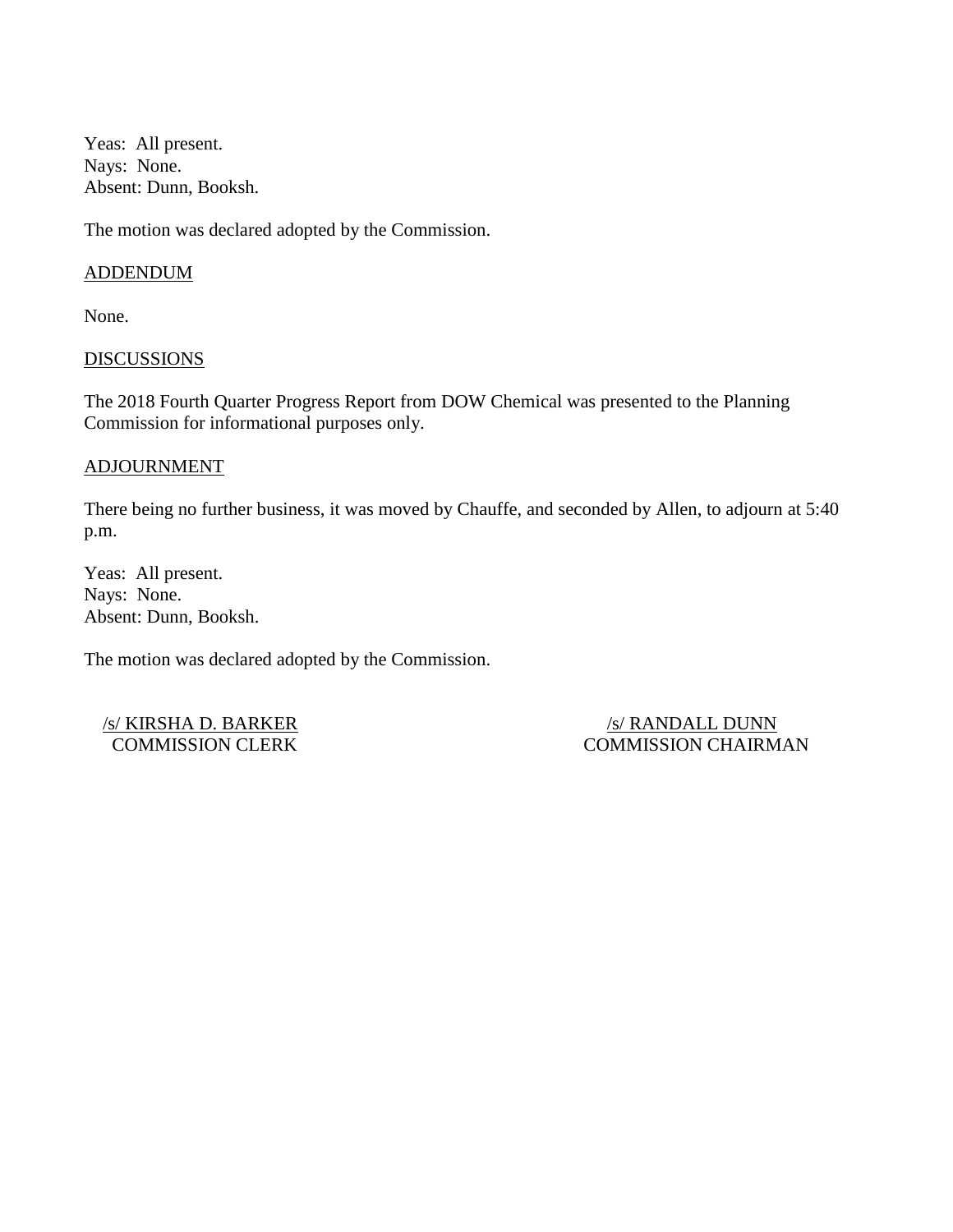Yeas: All present.
Nays: None.
Absent: Dunn, Booksh.

The motion was declared adopted by the Commission.

ADDENDUM

None.

DISCUSSIONS

The 2018 Fourth Quarter Progress Report from DOW Chemical was presented to the Planning Commission for informational purposes only.

ADJOURNMENT

There being no further business, it was moved by Chauffe, and seconded by Allen, to adjourn at 5:40 p.m.

Yeas: All present.
Nays: None.
Absent: Dunn, Booksh.

The motion was declared adopted by the Commission.

/s/ KIRSHA D. BARKER
COMMISSION CLERK

/s/ RANDALL DUNN
COMMISSION CHAIRMAN